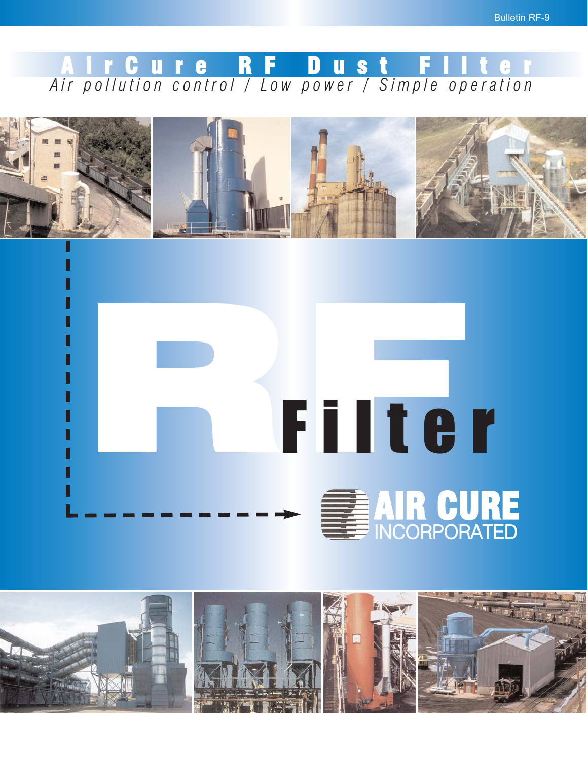Bulletin RF-9

# AirCure RF Dust Filter

*Air pollution control / Low power / Simple operation*

RF Filter

AIR CURE INCORPORATED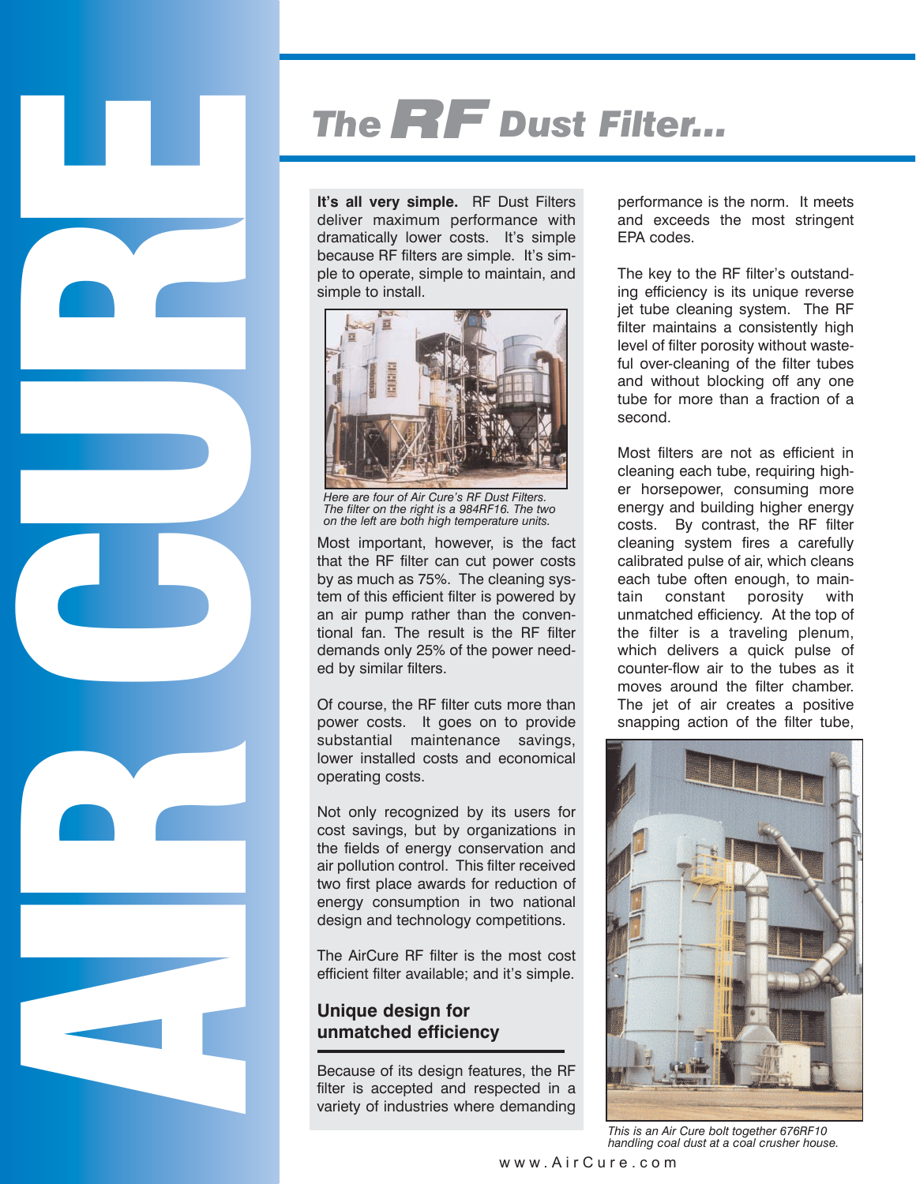# The RF Dust Filter...

**It's all very simple.** RF Dust Filters deliver maximum performance with dramatically lower costs. It's simple because RF filters are simple. It's simple to operate, simple to maintain, and simple to install.

*Here are four of Air Cure's RF Dust Filters. The filter on the right is a 984RF16. The two on the left are both high temperature units.*

Most important, however, is the fact that the RF filter can cut power costs by as much as 75%. The cleaning system of this efficient filter is powered by an air pump rather than the conventional fan. The result is the RF filter demands only 25% of the power needed by similar filters.

Of course, the RF filter cuts more than power costs. It goes on to provide substantial maintenance savings, lower installed costs and economical operating costs.

Not only recognized by its users for cost savings, but by organizations in the fields of energy conservation and air pollution control. This filter received two first place awards for reduction of energy consumption in two national design and technology competitions.

The AirCure RF filter is the most cost efficient filter available; and it's simple.

## Unique design for unmatched efficiency

Because of its design features, the RF filter is accepted and respected in a variety of industries where demanding performance is the norm. It meets and exceeds the most stringent EPA codes.

The key to the RF filter's outstanding efficiency is its unique reverse jet tube cleaning system. The RF filter maintains a consistently high level of filter porosity without wasteful over-cleaning of the filter tubes and without blocking off any one tube for more than a fraction of a second.

Most filters are not as efficient in cleaning each tube, requiring higher horsepower, consuming more energy and building higher energy costs. By contrast, the RF filter cleaning system fires a carefully calibrated pulse of air, which cleans each tube often enough, to maintain constant porosity with unmatched efficiency. At the top of the filter is a traveling plenum, which delivers a quick pulse of counter-flow air to the tubes as it moves around the filter chamber. The jet of air creates a positive snapping action of the filter tube,

*This is an Air Cure bolt together 676RF10 handling coal dust at a coal crusher house.*

www.AirCure.com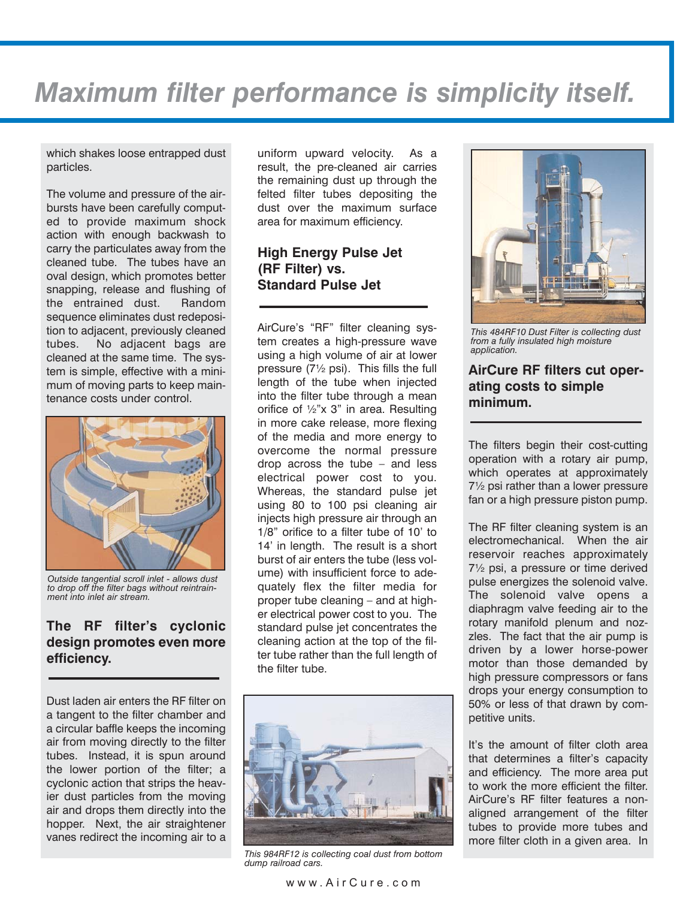# Maximum filter performance is simplicity itself.

which shakes loose entrapped dust particles.

The volume and pressure of the air-bursts have been carefully computed to provide maximum shock action with enough backwash to carry the particulates away from the cleaned tube. The tubes have an oval design, which promotes better snapping, release and flushing of the entrained dust. Random sequence eliminates dust redeposition to adjacent, previously cleaned tubes. No adjacent bags are cleaned at the same time. The system is simple, effective with a minimum of moving parts to keep maintenance costs under control.

*Outside tangential scroll inlet - allows dust to drop off the filter bags without reintrainment into inlet air stream.*

## The RF filter's cyclonic design promotes even more efficiency.

Dust laden air enters the RF filter on a tangent to the filter chamber and a circular baffle keeps the incoming air from moving directly to the filter tubes. Instead, it is spun around the lower portion of the filter; a cyclonic action that strips the heavier dust particles from the moving air and drops them directly into the hopper. Next, the air straightener vanes redirect the incoming air to a uniform upward velocity. As a result, the pre-cleaned air carries the remaining dust up through the felted filter tubes depositing the dust over the maximum surface area for maximum efficiency.

## High Energy Pulse Jet (RF Filter) vs. Standard Pulse Jet

AirCure's "RF" filter cleaning system creates a high-pressure wave using a high volume of air at lower pressure (7½ psi). This fills the full length of the tube when injected into the filter tube through a mean orifice of ½"x 3" in area. Resulting in more cake release, more flexing of the media and more energy to overcome the normal pressure drop across the tube – and less electrical power cost to you. Whereas, the standard pulse jet using 80 to 100 psi cleaning air injects high pressure air through an 1/8" orifice to a filter tube of 10' to 14' in length. The result is a short burst of air enters the tube (less volume) with insufficient force to adequately flex the filter media for proper tube cleaning – and at higher electrical power cost to you. The standard pulse jet concentrates the cleaning action at the top of the filter tube rather than the full length of the filter tube.

*This 984RF12 is collecting coal dust from bottom dump railroad cars.*

*This 484RF10 Dust Filter is collecting dust from a fully insulated high moisture application.*

## AirCure RF filters cut operating costs to simple minimum.

The filters begin their cost-cutting operation with a rotary air pump, which operates at approximately 7½ psi rather than a lower pressure fan or a high pressure piston pump.

The RF filter cleaning system is an electromechanical. When the air reservoir reaches approximately 7½ psi, a pressure or time derived pulse energizes the solenoid valve. The solenoid valve opens a diaphragm valve feeding air to the rotary manifold plenum and nozzles. The fact that the air pump is driven by a lower horse-power motor than those demanded by high pressure compressors or fans drops your energy consumption to 50% or less of that drawn by competitive units.

It's the amount of filter cloth area that determines a filter's capacity and efficiency. The more area put to work the more efficient the filter. AirCure's RF filter features a non-aligned arrangement of the filter tubes to provide more tubes and more filter cloth in a given area. In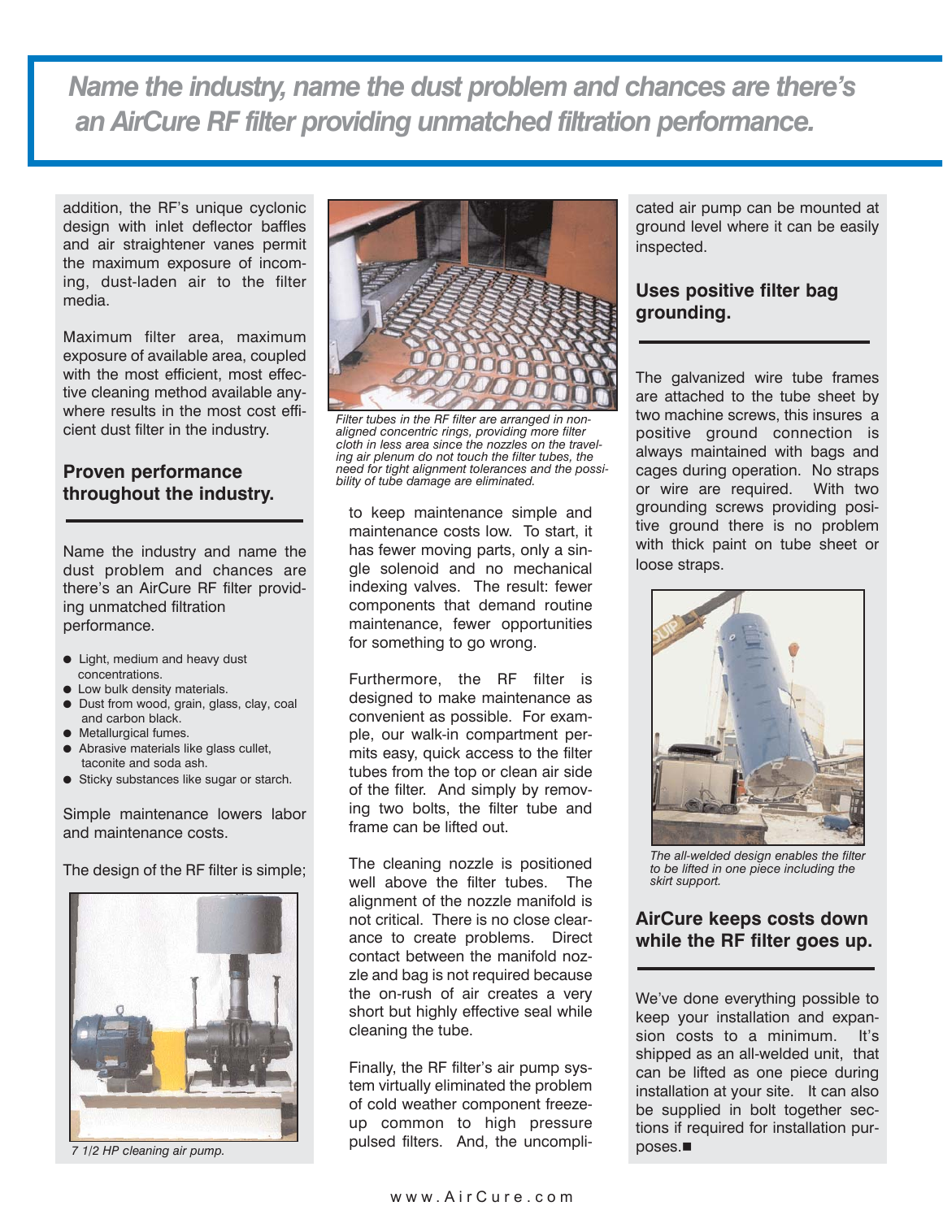# Name the industry, name the dust problem and chances are there's an AirCure RF filter providing unmatched filtration performance.

addition, the RF's unique cyclonic design with inlet deflector baffles and air straightener vanes permit the maximum exposure of incoming, dust-laden air to the filter media.

Maximum filter area, maximum exposure of available area, coupled with the most efficient, most effective cleaning method available anywhere results in the most cost efficient dust filter in the industry.

## Proven performance throughout the industry.

Name the industry and name the dust problem and chances are there's an AirCure RF filter providing unmatched filtration performance.

- Light, medium and heavy dust concentrations.
- Low bulk density materials.
- Dust from wood, grain, glass, clay, coal and carbon black.
- Metallurgical fumes.
- Abrasive materials like glass cullet, taconite and soda ash.
- Sticky substances like sugar or starch.

Simple maintenance lowers labor and maintenance costs.

The design of the RF filter is simple;

*7 1/2 HP cleaning air pump.*

*Filter tubes in the RF filter are arranged in non-aligned concentric rings, providing more filter cloth in less area since the nozzles on the traveling air plenum do not touch the filter tubes, the need for tight alignment tolerances and the possibility of tube damage are eliminated.*

to keep maintenance simple and maintenance costs low. To start, it has fewer moving parts, only a single solenoid and no mechanical indexing valves. The result: fewer components that demand routine maintenance, fewer opportunities for something to go wrong.

Furthermore, the RF filter is designed to make maintenance as convenient as possible. For example, our walk-in compartment permits easy, quick access to the filter tubes from the top or clean air side of the filter. And simply by removing two bolts, the filter tube and frame can be lifted out.

The cleaning nozzle is positioned well above the filter tubes. The alignment of the nozzle manifold is not critical. There is no close clearance to create problems. Direct contact between the manifold nozzle and bag is not required because the on-rush of air creates a very short but highly effective seal while cleaning the tube.

Finally, the RF filter's air pump system virtually eliminated the problem of cold weather component freeze-up common to high pressure pulsed filters. And, the uncomplicated air pump can be mounted at ground level where it can be easily inspected.

## Uses positive filter bag grounding.

The galvanized wire tube frames are attached to the tube sheet by two machine screws, this insures a positive ground connection is always maintained with bags and cages during operation. No straps or wire are required. With two grounding screws providing positive ground there is no problem with thick paint on tube sheet or loose straps.

*The all-welded design enables the filter to be lifted in one piece including the skirt support.*

## AirCure keeps costs down while the RF filter goes up.

We've done everything possible to keep your installation and expansion costs to a minimum. It's shipped as an all-welded unit, that can be lifted as one piece during installation at your site. It can also be supplied in bolt together sections if required for installation purposes.■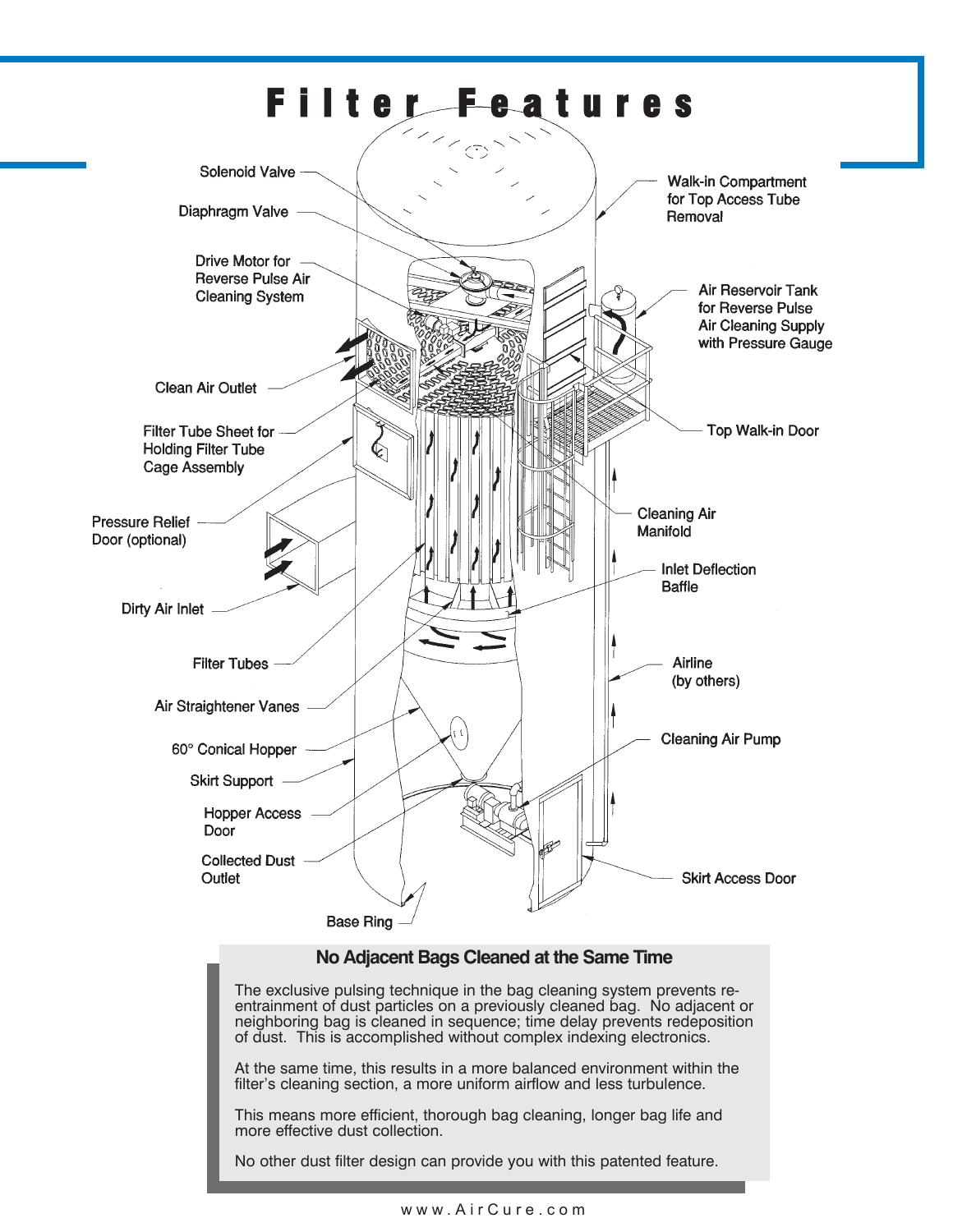# Filter Features

Solenoid Valve

Diaphragm Valve

Drive Motor for Reverse Pulse Air Cleaning System

Clean Air Outlet

Filter Tube Sheet for Holding Filter Tube Cage Assembly

Pressure Relief Door (optional)

Dirty Air Inlet

Filter Tubes

Air Straightener Vanes

60° Conical Hopper

Skirt Support

Hopper Access Door

Collected Dust Outlet

Base Ring

Walk-in Compartment for Top Access Tube Removal

Air Reservoir Tank for Reverse Pulse Air Cleaning Supply with Pressure Gauge

Top Walk-in Door

Cleaning Air Manifold

Inlet Deflection Baffle

Airline (by others)

Cleaning Air Pump

Skirt Access Door

## No Adjacent Bags Cleaned at the Same Time

The exclusive pulsing technique in the bag cleaning system prevents re-entrainment of dust particles on a previously cleaned bag. No adjacent or neighboring bag is cleaned in sequence; time delay prevents redeposition of dust. This is accomplished without complex indexing electronics.

At the same time, this results in a more balanced environment within the filter's cleaning section, a more uniform airflow and less turbulence.

This means more efficient, thorough bag cleaning, longer bag life and more effective dust collection.

No other dust filter design can provide you with this patented feature.

www.AirCure.com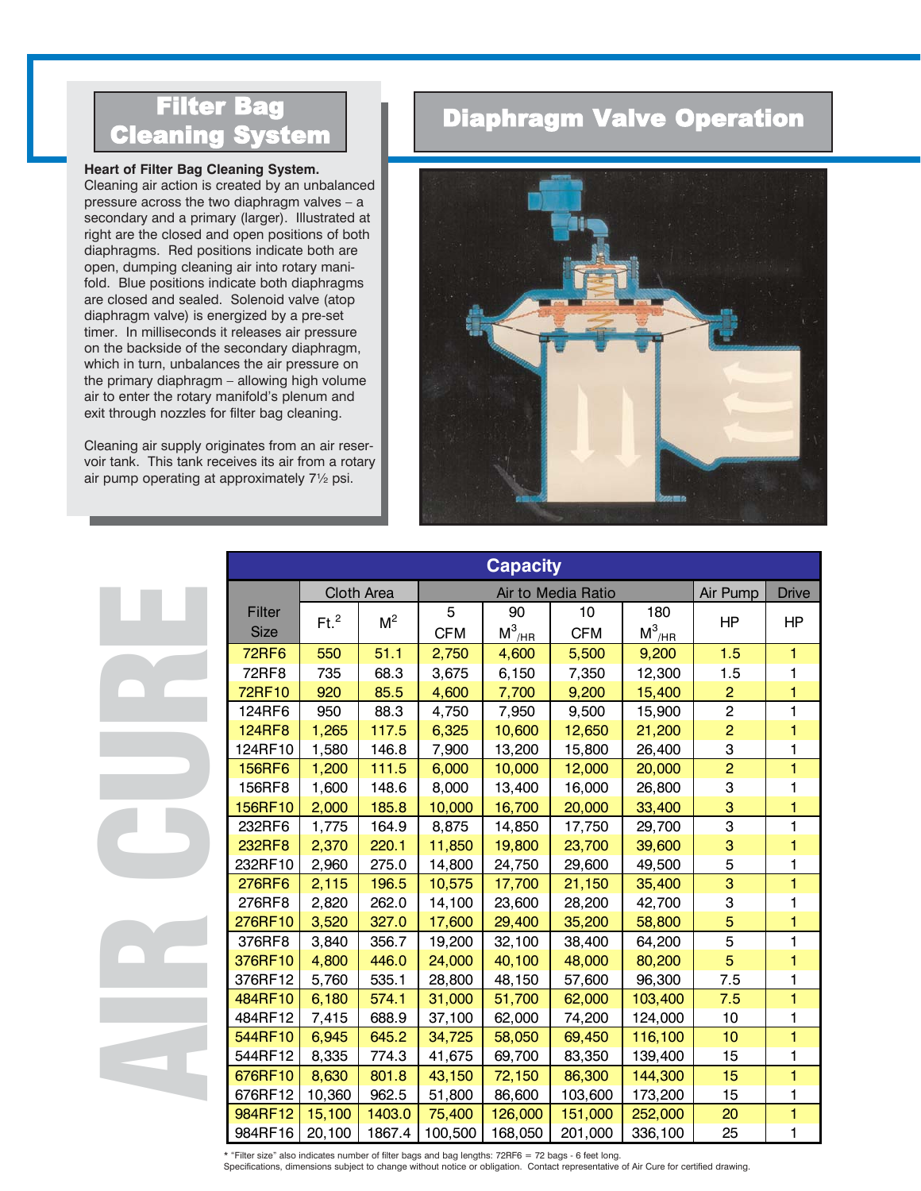## Filter Bag Cleaning System

**Heart of Filter Bag Cleaning System.** Cleaning air action is created by an unbalanced pressure across the two diaphragm valves – a secondary and a primary (larger). Illustrated at right are the closed and open positions of both diaphragms. Red positions indicate both are open, dumping cleaning air into rotary manifold. Blue positions indicate both diaphragms are closed and sealed. Solenoid valve (atop diaphragm valve) is energized by a pre-set timer. In milliseconds it releases air pressure on the backside of the secondary diaphragm, which in turn, unbalances the air pressure on the primary diaphragm – allowing high volume air to enter the rotary manifold's plenum and exit through nozzles for filter bag cleaning.

Cleaning air supply originates from an air reservoir tank. This tank receives its air from a rotary air pump operating at approximately 7½ psi.

## Diaphragm Valve Operation

AIR CURE

### Capacity

| Filter Size | Cloth Area | | Air to Media Ratio | | | | Air Pump | Drive |
|---|---|---|---|---|---|---|---|---|
| | Ft.$^2$ | M$^2$ | 5 CFM | 90 $M^3/_{HR}$ | 10 CFM | 180 $M^3/_{HR}$ | HP | HP |
| 72RF6 | 550 | 51.1 | 2,750 | 4,600 | 5,500 | 9,200 | 1.5 | 1 |
| 72RF8 | 735 | 68.3 | 3,675 | 6,150 | 7,350 | 12,300 | 1.5 | 1 |
| 72RF10 | 920 | 85.5 | 4,600 | 7,700 | 9,200 | 15,400 | 2 | 1 |
| 124RF6 | 950 | 88.3 | 4,750 | 7,950 | 9,500 | 15,900 | 2 | 1 |
| 124RF8 | 1,265 | 117.5 | 6,325 | 10,600 | 12,650 | 21,200 | 2 | 1 |
| 124RF10 | 1,580 | 146.8 | 7,900 | 13,200 | 15,800 | 26,400 | 3 | 1 |
| 156RF6 | 1,200 | 111.5 | 6,000 | 10,000 | 12,000 | 20,000 | 2 | 1 |
| 156RF8 | 1,600 | 148.6 | 8,000 | 13,400 | 16,000 | 26,800 | 3 | 1 |
| 156RF10 | 2,000 | 185.8 | 10,000 | 16,700 | 20,000 | 33,400 | 3 | 1 |
| 232RF6 | 1,775 | 164.9 | 8,875 | 14,850 | 17,750 | 29,700 | 3 | 1 |
| 232RF8 | 2,370 | 220.1 | 11,850 | 19,800 | 23,700 | 39,600 | 3 | 1 |
| 232RF10 | 2,960 | 275.0 | 14,800 | 24,750 | 29,600 | 49,500 | 5 | 1 |
| 276RF6 | 2,115 | 196.5 | 10,575 | 17,700 | 21,150 | 35,400 | 3 | 1 |
| 276RF8 | 2,820 | 262.0 | 14,100 | 23,600 | 28,200 | 42,700 | 3 | 1 |
| 276RF10 | 3,520 | 327.0 | 17,600 | 29,400 | 35,200 | 58,800 | 5 | 1 |
| 376RF8 | 3,840 | 356.7 | 19,200 | 32,100 | 38,400 | 64,200 | 5 | 1 |
| 376RF10 | 4,800 | 446.0 | 24,000 | 40,100 | 48,000 | 80,200 | 5 | 1 |
| 376RF12 | 5,760 | 535.1 | 28,800 | 48,150 | 57,600 | 96,300 | 7.5 | 1 |
| 484RF10 | 6,180 | 574.1 | 31,000 | 51,700 | 62,000 | 103,400 | 7.5 | 1 |
| 484RF12 | 7,415 | 688.9 | 37,100 | 62,000 | 74,200 | 124,000 | 10 | 1 |
| 544RF10 | 6,945 | 645.2 | 34,725 | 58,050 | 69,450 | 116,100 | 10 | 1 |
| 544RF12 | 8,335 | 774.3 | 41,675 | 69,700 | 83,350 | 139,400 | 15 | 1 |
| 676RF10 | 8,630 | 801.8 | 43,150 | 72,150 | 86,300 | 144,300 | 15 | 1 |
| 676RF12 | 10,360 | 962.5 | 51,800 | 86,600 | 103,600 | 173,200 | 15 | 1 |
| 984RF12 | 15,100 | 1403.0 | 75,400 | 126,000 | 151,000 | 252,000 | 20 | 1 |
| 984RF16 | 20,100 | 1867.4 | 100,500 | 168,050 | 201,000 | 336,100 | 25 | 1 |

* "Filter size" also indicates number of filter bags and bag lengths: 72RF6 = 72 bags - 6 feet long.
Specifications, dimensions subject to change without notice or obligation. Contact representative of Air Cure for certified drawing.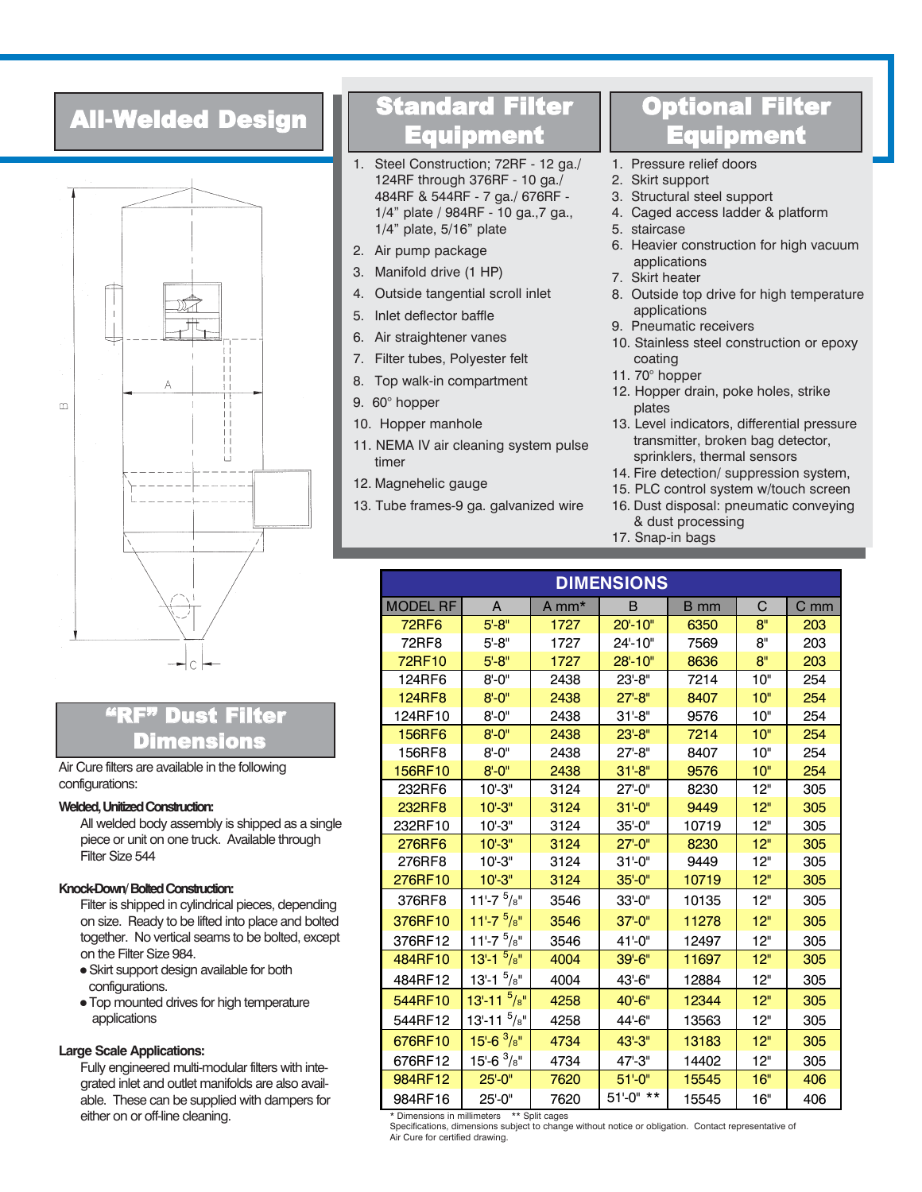# All-Welded Design

## Standard Filter Equipment

1. Steel Construction; 72RF - 12 ga./ 124RF through 376RF - 10 ga./ 484RF & 544RF - 7 ga./ 676RF - 1/4" plate / 984RF - 10 ga.,7 ga., 1/4" plate, 5/16" plate
2. Air pump package
3. Manifold drive (1 HP)
4. Outside tangential scroll inlet
5. Inlet deflector baffle
6. Air straightener vanes
7. Filter tubes, Polyester felt
8. Top walk-in compartment
9. 60° hopper
10. Hopper manhole
11. NEMA IV air cleaning system pulse timer
12. Magnehelic gauge
13. Tube frames-9 ga. galvanized wire

## Optional Filter Equipment

1. Pressure relief doors
2. Skirt support
3. Structural steel support
4. Caged access ladder & platform
5. staircase
6. Heavier construction for high vacuum applications
7. Skirt heater
8. Outside top drive for high temperature applications
9. Pneumatic receivers
10. Stainless steel construction or epoxy coating
11. 70° hopper
12. Hopper drain, poke holes, strike plates
13. Level indicators, differential pressure transmitter, broken bag detector, sprinklers, thermal sensors
14. Fire detection/ suppression system,
15. PLC control system w/touch screen
16. Dust disposal: pneumatic conveying & dust processing
17. Snap-in bags

## "RF" Dust Filter Dimensions

Air Cure filters are available in the following configurations:

**Welded, Unitized Construction:**

All welded body assembly is shipped as a single piece or unit on one truck. Available through Filter Size 544

**Knock-Down/ Bolted Construction:**

Filter is shipped in cylindrical pieces, depending on size. Ready to be lifted into place and bolted together. No vertical seams to be bolted, except on the Filter Size 984.

- Skirt support design available for both configurations.
- Top mounted drives for high temperature applications

**Large Scale Applications:**

Fully engineered multi-modular filters with integrated inlet and outlet manifolds are also available. These can be supplied with dampers for either on or off-line cleaning.

## DIMENSIONS

| MODEL RF | A | A mm* | B | B mm | C | C mm |
|---|---|---|---|---|---|---|
| 72RF6 | 5'-8" | 1727 | 20'-10" | 6350 | 8" | 203 |
| 72RF8 | 5'-8" | 1727 | 24'-10" | 7569 | 8" | 203 |
| 72RF10 | 5'-8" | 1727 | 28'-10" | 8636 | 8" | 203 |
| 124RF6 | 8'-0" | 2438 | 23'-8" | 7214 | 10" | 254 |
| 124RF8 | 8'-0" | 2438 | 27'-8" | 8407 | 10" | 254 |
| 124RF10 | 8'-0" | 2438 | 31'-8" | 9576 | 10" | 254 |
| 156RF6 | 8'-0" | 2438 | 23'-8" | 7214 | 10" | 254 |
| 156RF8 | 8'-0" | 2438 | 27'-8" | 8407 | 10" | 254 |
| 156RF10 | 8'-0" | 2438 | 31'-8" | 9576 | 10" | 254 |
| 232RF6 | 10'-3" | 3124 | 27'-0" | 8230 | 12" | 305 |
| 232RF8 | 10'-3" | 3124 | 31'-0" | 9449 | 12" | 305 |
| 232RF10 | 10'-3" | 3124 | 35'-0" | 10719 | 12" | 305 |
| 276RF6 | 10'-3" | 3124 | 27'-0" | 8230 | 12" | 305 |
| 276RF8 | 10'-3" | 3124 | 31'-0" | 9449 | 12" | 305 |
| 276RF10 | 10'-3" | 3124 | 35'-0" | 10719 | 12" | 305 |
| 376RF8 | 11'-7 5/8" | 3546 | 33'-0" | 10135 | 12" | 305 |
| 376RF10 | 11'-7 5/8" | 3546 | 37'-0" | 11278 | 12" | 305 |
| 376RF12 | 11'-7 5/8" | 3546 | 41'-0" | 12497 | 12" | 305 |
| 484RF10 | 13'-1 5/8" | 4004 | 39'-6" | 11697 | 12" | 305 |
| 484RF12 | 13'-1 5/8" | 4004 | 43'-6" | 12884 | 12" | 305 |
| 544RF10 | 13'-11 5/8" | 4258 | 40'-6" | 12344 | 12" | 305 |
| 544RF12 | 13'-11 5/8" | 4258 | 44'-6" | 13563 | 12" | 305 |
| 676RF10 | 15'-6 3/8" | 4734 | 43'-3" | 13183 | 12" | 305 |
| 676RF12 | 15'-6 3/8" | 4734 | 47'-3" | 14402 | 12" | 305 |
| 984RF12 | 25'-0" | 7620 | 51'-0" | 15545 | 16" | 406 |
| 984RF16 | 25'-0" | 7620 | 51'-0" ** | 15545 | 16" | 406 |

\* Dimensions in millimeters  ** Split cages

Specifications, dimensions subject to change without notice or obligation. Contact representative of Air Cure for certified drawing.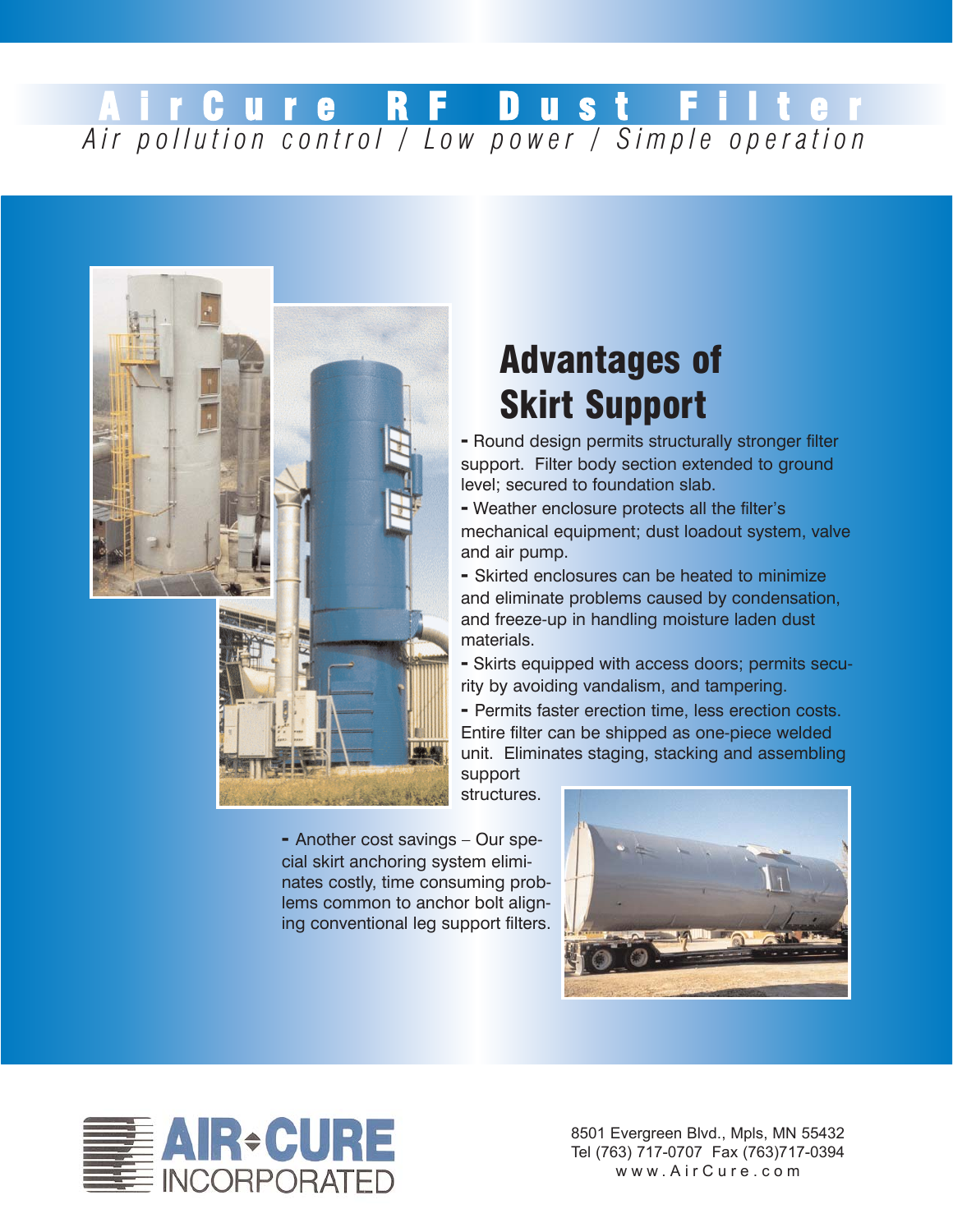# AirCure RF Dust Filter

*Air pollution control / Low power / Simple operation*

## Advantages of Skirt Support

- Round design permits structurally stronger filter support. Filter body section extended to ground level; secured to foundation slab.
- Weather enclosure protects all the filter's mechanical equipment; dust loadout system, valve and air pump.
- Skirted enclosures can be heated to minimize and eliminate problems caused by condensation, and freeze-up in handling moisture laden dust materials.
- Skirts equipped with access doors; permits security by avoiding vandalism, and tampering.
- Permits faster erection time, less erection costs. Entire filter can be shipped as one-piece welded unit. Eliminates staging, stacking and assembling support structures.
- Another cost savings – Our special skirt anchoring system eliminates costly, time consuming problems common to anchor bolt aligning conventional leg support filters.

AIR-CURE INCORPORATED

8501 Evergreen Blvd., Mpls, MN 55432
Tel (763) 717-0707 Fax (763)717-0394
www.AirCure.com